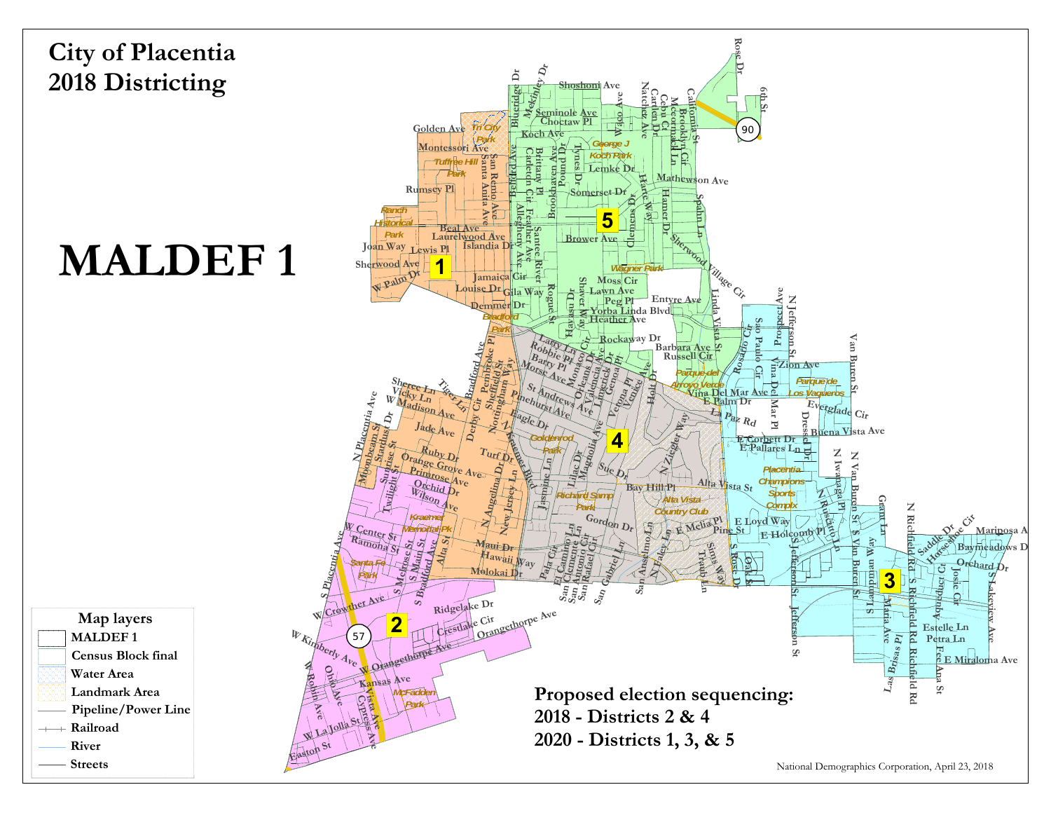# City of Placentia
# 2018 Districting

# MALDEF 1

**Map layers**

- MALDEF 1
- Census Block final
- Water Area
- Landmark Area
- Pipeline/Power Line
- Railroad
- River
- Streets

**Proposed election sequencing:**
**2018 - Districts 2 & 4**
**2020 - Districts 1, 3, & 5**

National Demographics Corporation, April 23, 2018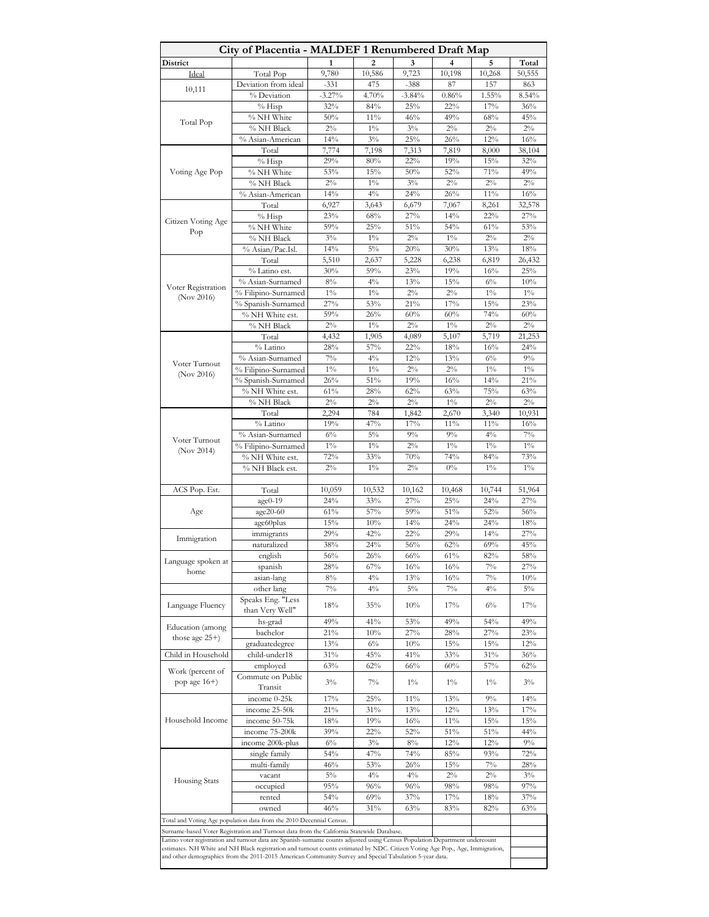# City of Placentia - MALDEF 1 Renumbered Draft Map

| District | | 1 | 2 | 3 | 4 | 5 | Total |
|---|---|---|---|---|---|---|---|
| Ideal | Total Pop | 9,780 | 10,586 | 9,723 | 10,198 | 10,268 | 50,555 |
| 10,111 | Deviation from ideal | -331 | 475 | -388 | 87 | 157 | 863 |
| | % Deviation | -3.27% | 4.70% | -3.84% | 0.86% | 1.55% | 8.54% |
| Total Pop | % Hisp | 32% | 84% | 25% | 22% | 17% | 36% |
| | % NH White | 50% | 11% | 46% | 49% | 68% | 45% |
| | % NH Black | 2% | 1% | 3% | 2% | 2% | 2% |
| | % Asian-American | 14% | 3% | 25% | 26% | 12% | 16% |
| Voting Age Pop | Total | 7,774 | 7,198 | 7,313 | 7,819 | 8,000 | 38,104 |
| | % Hisp | 29% | 80% | 22% | 19% | 15% | 32% |
| | % NH White | 53% | 15% | 50% | 52% | 71% | 49% |
| | % NH Black | 2% | 1% | 3% | 2% | 2% | 2% |
| | % Asian-American | 14% | 4% | 24% | 26% | 11% | 16% |
| Citizen Voting Age Pop | Total | 6,927 | 3,643 | 6,679 | 7,067 | 8,261 | 32,578 |
| | % Hisp | 23% | 68% | 27% | 14% | 22% | 27% |
| | % NH White | 59% | 25% | 51% | 54% | 61% | 53% |
| | % NH Black | 3% | 1% | 2% | 1% | 2% | 2% |
| | % Asian/Pac.Isl. | 14% | 5% | 20% | 30% | 13% | 18% |
| Voter Registration (Nov 2016) | Total | 5,510 | 2,637 | 5,228 | 6,238 | 6,819 | 26,432 |
| | % Latino est. | 30% | 59% | 23% | 19% | 16% | 25% |
| | % Asian-Surnamed | 8% | 4% | 13% | 15% | 6% | 10% |
| | % Filipino-Surnamed | 1% | 1% | 2% | 2% | 1% | 1% |
| | % Spanish-Surnamed | 27% | 53% | 21% | 17% | 15% | 23% |
| | % NH White est. | 59% | 26% | 60% | 60% | 74% | 60% |
| | % NH Black | 2% | 1% | 2% | 1% | 2% | 2% |
| Voter Turnout (Nov 2016) | Total | 4,432 | 1,905 | 4,089 | 5,107 | 5,719 | 21,253 |
| | % Latino | 28% | 57% | 22% | 18% | 16% | 24% |
| | % Asian-Surnamed | 7% | 4% | 12% | 13% | 6% | 9% |
| | % Filipino-Surnamed | 1% | 1% | 2% | 2% | 1% | 1% |
| | % Spanish-Surnamed | 26% | 51% | 19% | 16% | 14% | 21% |
| | % NH White est. | 61% | 28% | 62% | 63% | 75% | 63% |
| | % NH Black | 2% | 2% | 2% | 1% | 2% | 2% |
| Voter Turnout (Nov 2014) | Total | 2,294 | 784 | 1,842 | 2,670 | 3,340 | 10,931 |
| | % Latino | 19% | 47% | 17% | 11% | 11% | 16% |
| | % Asian-Surnamed | 6% | 5% | 9% | 9% | 4% | 7% |
| | % Filipino-Surnamed | 1% | 1% | 2% | 1% | 1% | 1% |
| | % NH White est. | 72% | 33% | 70% | 74% | 84% | 73% |
| | % NH Black est. | 2% | 1% | 2% | 0% | 1% | 1% |
| ACS Pop. Est. | Total | 10,059 | 10,532 | 10,162 | 10,468 | 10,744 | 51,964 |
| Age | age0-19 | 24% | 33% | 27% | 25% | 24% | 27% |
| | age20-60 | 61% | 57% | 59% | 51% | 52% | 56% |
| | age60plus | 15% | 10% | 14% | 24% | 24% | 18% |
| Immigration | immigrants | 29% | 42% | 22% | 29% | 14% | 27% |
| | naturalized | 38% | 24% | 56% | 62% | 69% | 45% |
| Language spoken at home | english | 56% | 26% | 66% | 61% | 82% | 58% |
| | spanish | 28% | 67% | 16% | 16% | 7% | 27% |
| | asian-lang | 8% | 4% | 13% | 16% | 7% | 10% |
| | other lang | 7% | 4% | 5% | 7% | 4% | 5% |
| Language Fluency | Speaks Eng. "Less than Very Well" | 18% | 35% | 10% | 17% | 6% | 17% |
| Education (among those age 25+) | hs-grad | 49% | 41% | 53% | 49% | 54% | 49% |
| | bachelor | 21% | 10% | 27% | 28% | 27% | 23% |
| | graduatedegree | 13% | 6% | 10% | 15% | 15% | 12% |
| Child in Household | child-under18 | 31% | 45% | 41% | 33% | 31% | 36% |
| Work (percent of pop age 16+) | employed | 63% | 62% | 66% | 60% | 57% | 62% |
| | Commute on Public Transit | 3% | 7% | 1% | 1% | 1% | 3% |
| Household Income | income 0-25k | 17% | 25% | 11% | 13% | 9% | 14% |
| | income 25-50k | 21% | 31% | 13% | 12% | 13% | 17% |
| | income 50-75k | 18% | 19% | 16% | 11% | 15% | 15% |
| | income 75-200k | 39% | 22% | 52% | 51% | 51% | 44% |
| | income 200k-plus | 6% | 3% | 8% | 12% | 12% | 9% |
| Housing Stats | single family | 54% | 47% | 74% | 85% | 93% | 72% |
| | multi-family | 46% | 53% | 26% | 15% | 7% | 28% |
| | vacant | 5% | 4% | 4% | 2% | 2% | 3% |
| | occupied | 95% | 96% | 96% | 98% | 98% | 97% |
| | rented | 54% | 69% | 37% | 17% | 18% | 37% |
| | owned | 46% | 31% | 63% | 83% | 82% | 63% |

Total and Voting Age population data from the 2010 Decennial Census.

Surname-based Voter Registration and Turnout data from the California Statewide Database.

Latino voter registration and turnout data are Spanish-surname counts adjusted using Census Population Department undercount estimates. NH White and NH Black registration and turnout counts estimated by NDC. Citizen Voting Age Pop., Age, Immigration, and other demographics from the 2011-2015 American Community Survey and Special Tabulation 5-year data.